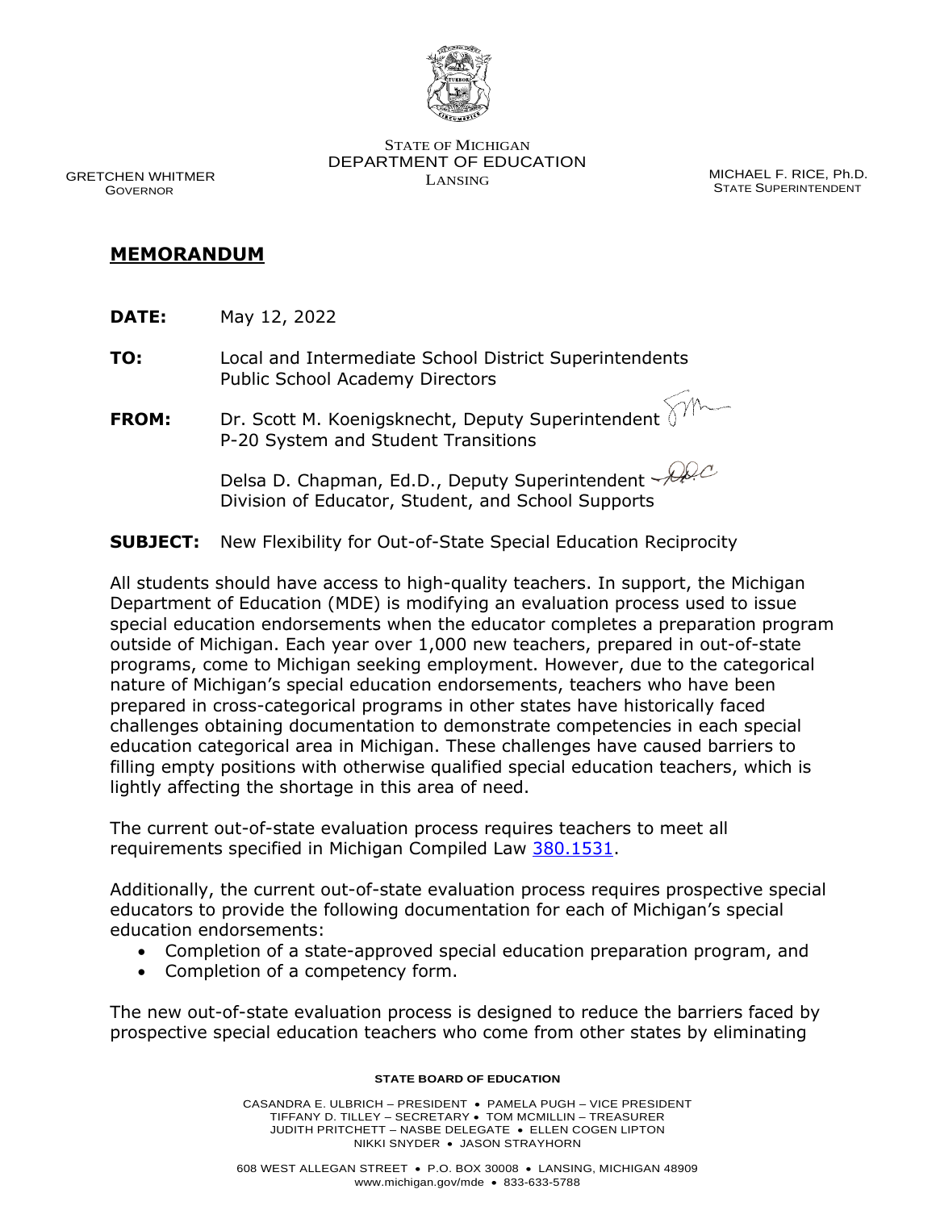STATE OF MICHIGAN
DEPARTMENT OF EDUCATION
LANSING

GRETCHEN WHITMER
GOVERNOR

MICHAEL F. RICE, Ph.D.
STATE SUPERINTENDENT

## MEMORANDUM

**DATE:** May 12, 2022

**TO:** Local and Intermediate School District Superintendents
Public School Academy Directors

**FROM:** Dr. Scott M. Koenigsknecht, Deputy Superintendent
P-20 System and Student Transitions

Delsa D. Chapman, Ed.D., Deputy Superintendent
Division of Educator, Student, and School Supports

**SUBJECT:** New Flexibility for Out-of-State Special Education Reciprocity

All students should have access to high-quality teachers. In support, the Michigan Department of Education (MDE) is modifying an evaluation process used to issue special education endorsements when the educator completes a preparation program outside of Michigan. Each year over 1,000 new teachers, prepared in out-of-state programs, come to Michigan seeking employment. However, due to the categorical nature of Michigan's special education endorsements, teachers who have been prepared in cross-categorical programs in other states have historically faced challenges obtaining documentation to demonstrate competencies in each special education categorical area in Michigan. These challenges have caused barriers to filling empty positions with otherwise qualified special education teachers, which is lightly affecting the shortage in this area of need.

The current out-of-state evaluation process requires teachers to meet all requirements specified in Michigan Compiled Law [380.1531](380.1531).

Additionally, the current out-of-state evaluation process requires prospective special educators to provide the following documentation for each of Michigan's special education endorsements:

- Completion of a state-approved special education preparation program, and
- Completion of a competency form.

The new out-of-state evaluation process is designed to reduce the barriers faced by prospective special education teachers who come from other states by eliminating

**STATE BOARD OF EDUCATION**

CASANDRA E. ULBRICH – PRESIDENT • PAMELA PUGH – VICE PRESIDENT
TIFFANY D. TILLEY – SECRETARY • TOM MCMILLIN – TREASURER
JUDITH PRITCHETT – NASBE DELEGATE • ELLEN COGEN LIPTON
NIKKI SNYDER • JASON STRAYHORN

608 WEST ALLEGAN STREET • P.O. BOX 30008 • LANSING, MICHIGAN 48909
www.michigan.gov/mde • 833-633-5788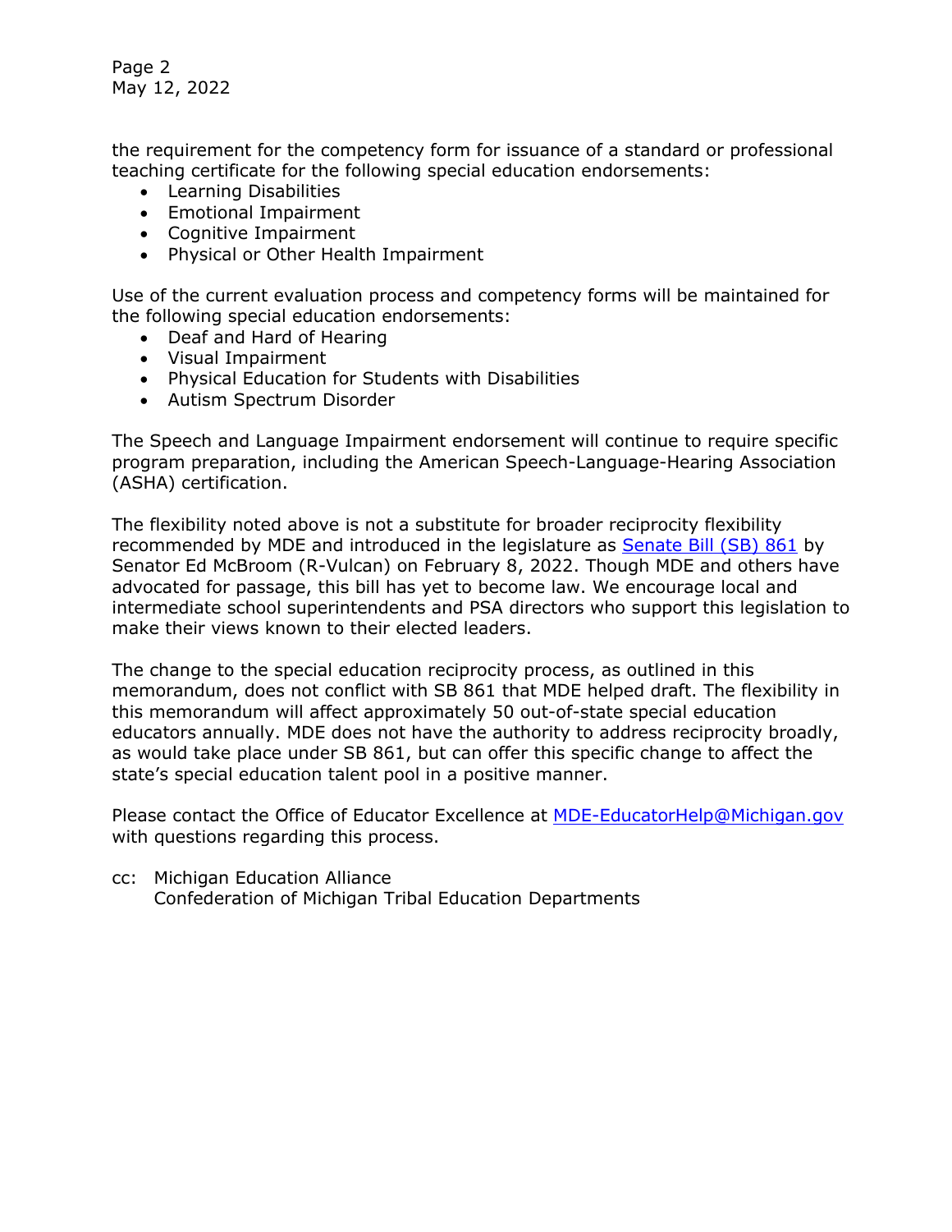the requirement for the competency form for issuance of a standard or professional teaching certificate for the following special education endorsements:

- Learning Disabilities
- Emotional Impairment
- Cognitive Impairment
- Physical or Other Health Impairment

Use of the current evaluation process and competency forms will be maintained for the following special education endorsements:

- Deaf and Hard of Hearing
- Visual Impairment
- Physical Education for Students with Disabilities
- Autism Spectrum Disorder

The Speech and Language Impairment endorsement will continue to require specific program preparation, including the American Speech-Language-Hearing Association (ASHA) certification.

The flexibility noted above is not a substitute for broader reciprocity flexibility recommended by MDE and introduced in the legislature as [Senate Bill (SB) 861] by Senator Ed McBroom (R-Vulcan) on February 8, 2022. Though MDE and others have advocated for passage, this bill has yet to become law. We encourage local and intermediate school superintendents and PSA directors who support this legislation to make their views known to their elected leaders.

The change to the special education reciprocity process, as outlined in this memorandum, does not conflict with SB 861 that MDE helped draft. The flexibility in this memorandum will affect approximately 50 out-of-state special education educators annually. MDE does not have the authority to address reciprocity broadly, as would take place under SB 861, but can offer this specific change to affect the state's special education talent pool in a positive manner.

Please contact the Office of Educator Excellence at MDE-EducatorHelp@Michigan.gov with questions regarding this process.

cc: Michigan Education Alliance
Confederation of Michigan Tribal Education Departments